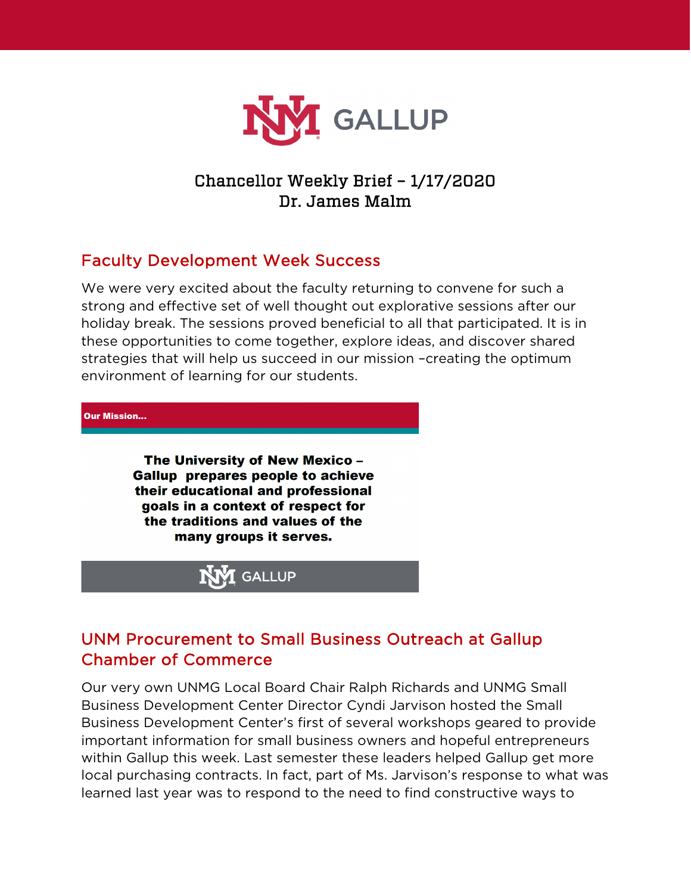# Chancellor Weekly Brief – 1/17/2020
## Dr. James Malm

## Faculty Development Week Success

We were very excited about the faculty returning to convene for such a strong and effective set of well thought out explorative sessions after our holiday break. The sessions proved beneficial to all that participated. It is in these opportunities to come together, explore ideas, and discover shared strategies that will help us succeed in our mission –creating the optimum environment of learning for our students.

**Our Mission...**

**The University of New Mexico – Gallup prepares people to achieve their educational and professional goals in a context of respect for the traditions and values of the many groups it serves.**

GALLUP

## UNM Procurement to Small Business Outreach at Gallup Chamber of Commerce

Our very own UNMG Local Board Chair Ralph Richards and UNMG Small Business Development Center Director Cyndi Jarvison hosted the Small Business Development Center's first of several workshops geared to provide important information for small business owners and hopeful entrepreneurs within Gallup this week. Last semester these leaders helped Gallup get more local purchasing contracts. In fact, part of Ms. Jarvison's response to what was learned last year was to respond to the need to find constructive ways to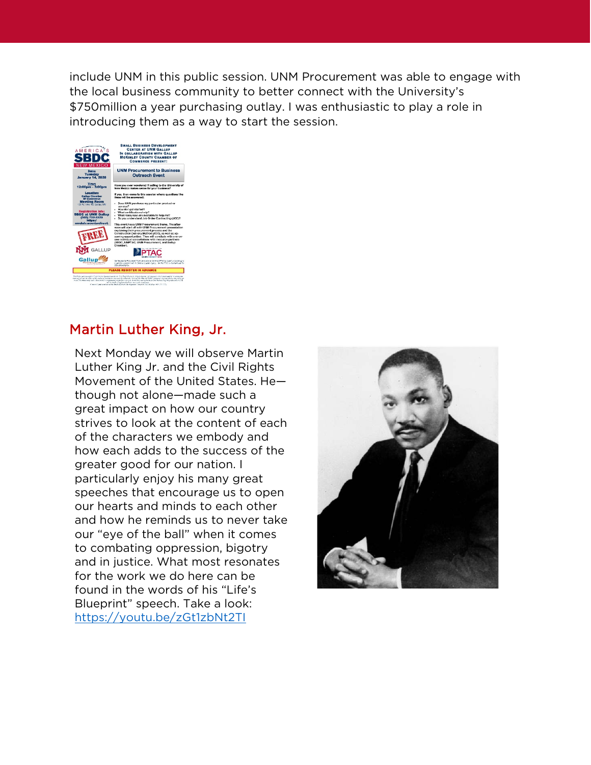include UNM in this public session. UNM Procurement was able to engage with the local business community to better connect with the University's $750million a year purchasing outlay. I was enthusiastic to play a role in introducing them as a way to start the session.

## Martin Luther King, Jr.

Next Monday we will observe Martin Luther King Jr. and the Civil Rights Movement of the United States. He—though not alone—made such a great impact on how our country strives to look at the content of each of the characters we embody and how each adds to the success of the greater good for our nation. I particularly enjoy his many great speeches that encourage us to open our hearts and minds to each other and how he reminds us to never take our "eye of the ball" when it comes to combating oppression, bigotry and in justice. What most resonates for the work we do here can be found in the words of his "Life's Blueprint" speech. Take a look: https://youtu.be/zGt1zbNt2TI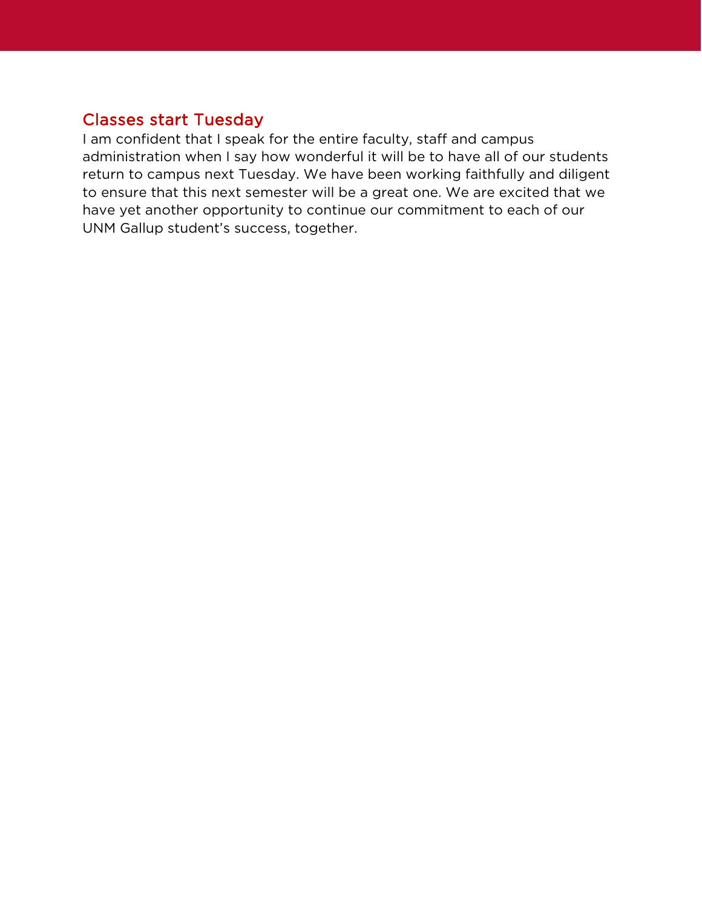## Classes start Tuesday

I am confident that I speak for the entire faculty, staff and campus administration when I say how wonderful it will be to have all of our students return to campus next Tuesday. We have been working faithfully and diligent to ensure that this next semester will be a great one. We are excited that we have yet another opportunity to continue our commitment to each of our UNM Gallup student's success, together.